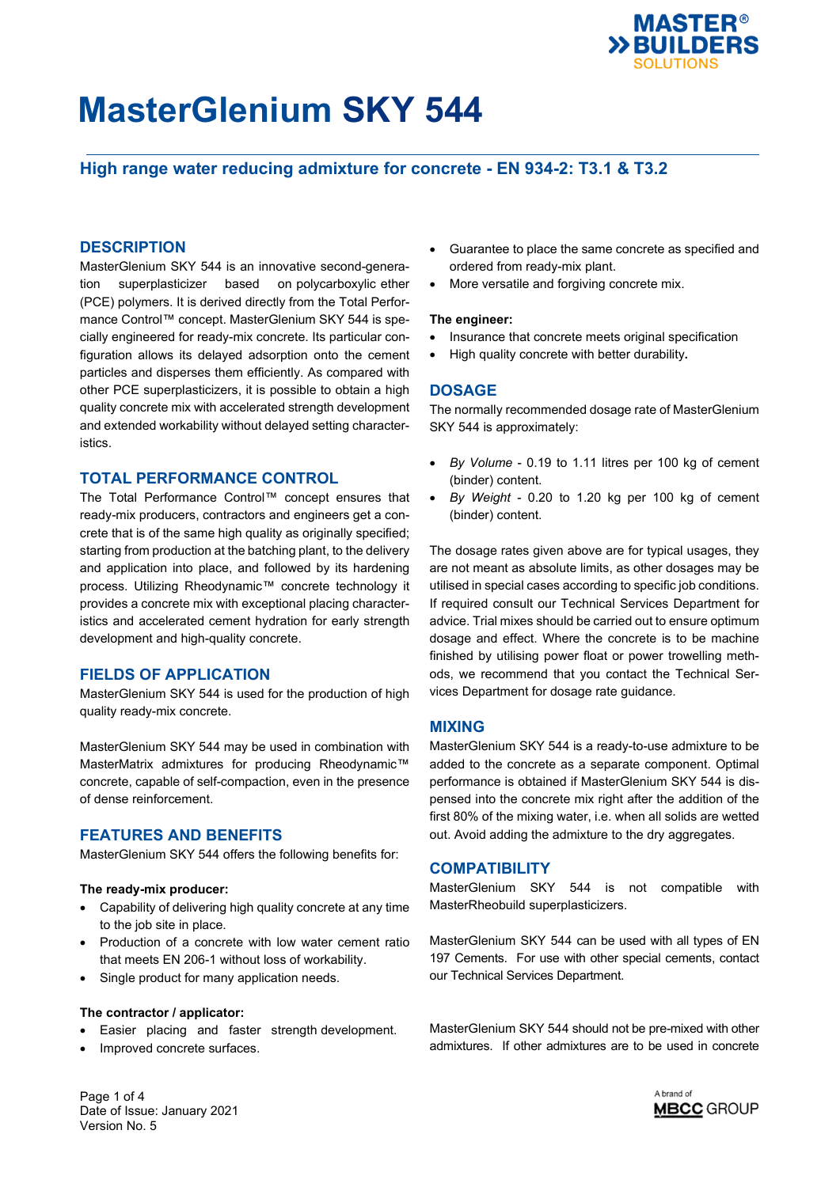# MasterGlenium SKY 544

### High range water reducing admixture for concrete - EN 934-2: T3.1 & T3.2

## DESCRIPTION

MasterGlenium SKY 544 is an innovative second-generation superplasticizer based on polycarboxylic ether (PCE) polymers. It is derived directly from the Total Performance Control™ concept. MasterGlenium SKY 544 is specially engineered for ready-mix concrete. Its particular configuration allows its delayed adsorption onto the cement particles and disperses them efficiently. As compared with other PCE superplasticizers, it is possible to obtain a high quality concrete mix with accelerated strength development and extended workability without delayed setting characteristics.

## TOTAL PERFORMANCE CONTROL

The Total Performance Control™ concept ensures that ready-mix producers, contractors and engineers get a concrete that is of the same high quality as originally specified; starting from production at the batching plant, to the delivery and application into place, and followed by its hardening process. Utilizing Rheodynamic™ concrete technology it provides a concrete mix with exceptional placing characteristics and accelerated cement hydration for early strength development and high-quality concrete.

## FIELDS OF APPLICATION

MasterGlenium SKY 544 is used for the production of high quality ready-mix concrete.

MasterGlenium SKY 544 may be used in combination with MasterMatrix admixtures for producing Rheodynamic™ concrete, capable of self-compaction, even in the presence of dense reinforcement.

## FEATURES AND BENEFITS

MasterGlenium SKY 544 offers the following benefits for:

**The ready-mix producer:**

- Capability of delivering high quality concrete at any time to the job site in place.
- Production of a concrete with low water cement ratio that meets EN 206-1 without loss of workability.
- Single product for many application needs.

**The contractor / applicator:**

- Easier placing and faster strength development.
- Improved concrete surfaces.
- Guarantee to place the same concrete as specified and ordered from ready-mix plant.
- More versatile and forgiving concrete mix.

**The engineer:**

- Insurance that concrete meets original specification
- High quality concrete with better durability.

## DOSAGE

The normally recommended dosage rate of MasterGlenium SKY 544 is approximately:

- *By Volume* - 0.19 to 1.11 litres per 100 kg of cement (binder) content.
- *By Weight* - 0.20 to 1.20 kg per 100 kg of cement (binder) content.

The dosage rates given above are for typical usages, they are not meant as absolute limits, as other dosages may be utilised in special cases according to specific job conditions. If required consult our Technical Services Department for advice. Trial mixes should be carried out to ensure optimum dosage and effect. Where the concrete is to be machine finished by utilising power float or power trowelling methods, we recommend that you contact the Technical Services Department for dosage rate guidance.

## MIXING

MasterGlenium SKY 544 is a ready-to-use admixture to be added to the concrete as a separate component. Optimal performance is obtained if MasterGlenium SKY 544 is dispensed into the concrete mix right after the addition of the first 80% of the mixing water, i.e. when all solids are wetted out. Avoid adding the admixture to the dry aggregates.

## COMPATIBILITY

MasterGlenium SKY 544 is not compatible with MasterRheobuild superplasticizers.

MasterGlenium SKY 544 can be used with all types of EN 197 Cements. For use with other special cements, contact our Technical Services Department.

MasterGlenium SKY 544 should not be pre-mixed with other admixtures. If other admixtures are to be used in concrete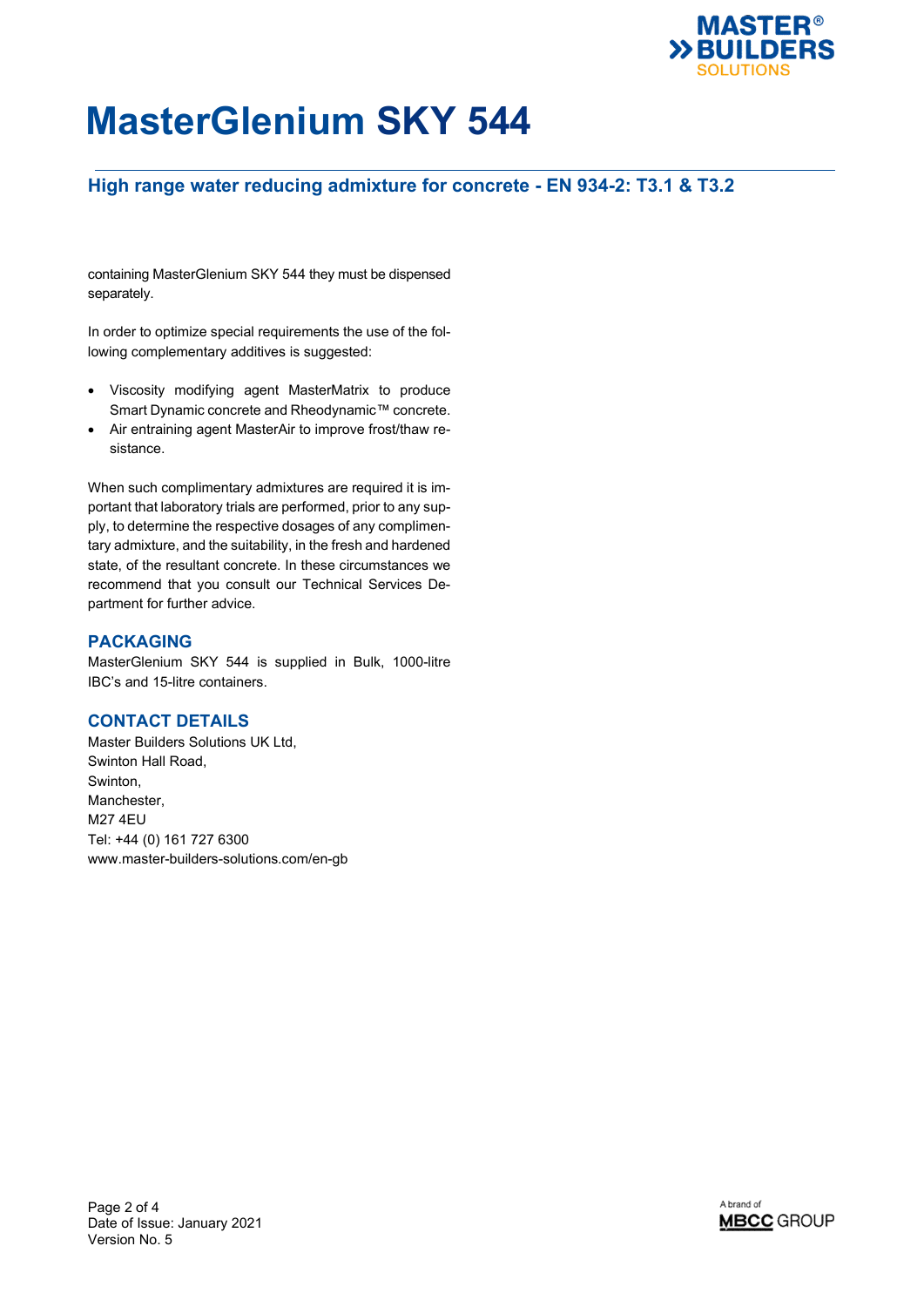containing MasterGlenium SKY 544 they must be dispensed separately.

In order to optimize special requirements the use of the following complementary additives is suggested:

- Viscosity modifying agent MasterMatrix to produce Smart Dynamic concrete and Rheodynamic™ concrete.
- Air entraining agent MasterAir to improve frost/thaw resistance.

When such complimentary admixtures are required it is important that laboratory trials are performed, prior to any supply, to determine the respective dosages of any complimentary admixture, and the suitability, in the fresh and hardened state, of the resultant concrete. In these circumstances we recommend that you consult our Technical Services Department for further advice.

## PACKAGING

MasterGlenium SKY 544 is supplied in Bulk, 1000-litre IBC's and 15-litre containers.

## CONTACT DETAILS

Master Builders Solutions UK Ltd,
Swinton Hall Road,
Swinton,
Manchester,
M27 4EU
Tel: +44 (0) 161 727 6300
www.master-builders-solutions.com/en-gb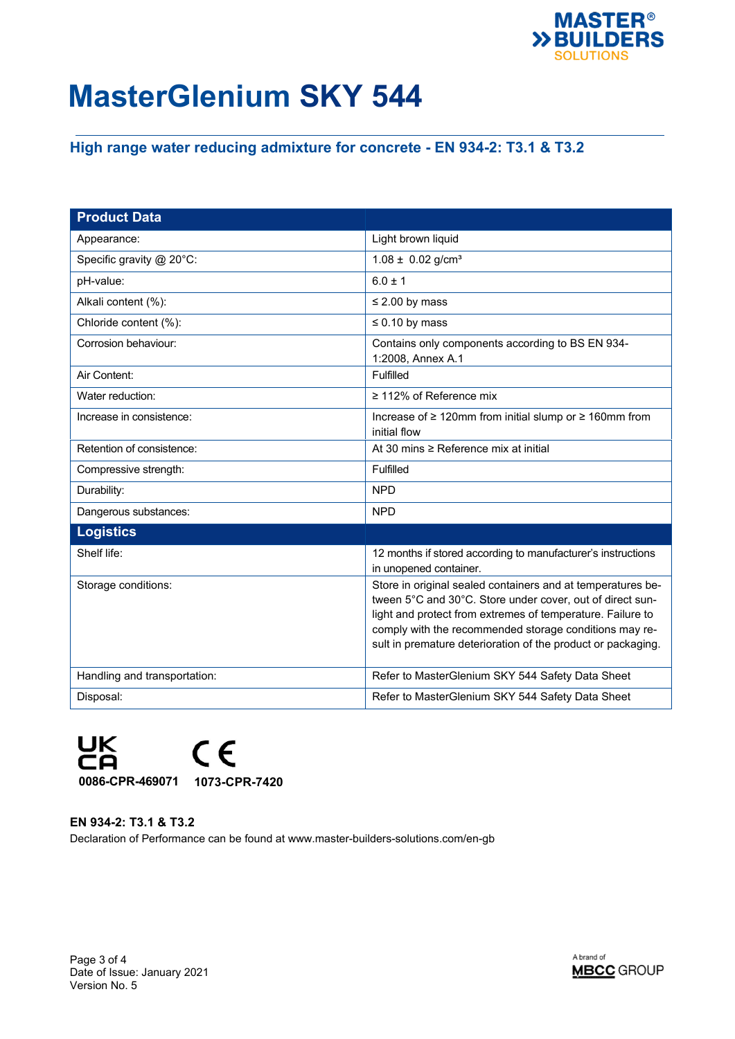# MasterGlenium SKY 544

## High range water reducing admixture for concrete - EN 934-2: T3.1 & T3.2

| Product Data | |
|---|---|
| Appearance: | Light brown liquid |
| Specific gravity @ 20°C: | 1.08 ± 0.02 g/cm³ |
| pH-value: | 6.0 ± 1 |
| Alkali content (%): | ≤ 2.00 by mass |
| Chloride content (%): | ≤ 0.10 by mass |
| Corrosion behaviour: | Contains only components according to BS EN 934-1:2008, Annex A.1 |
| Air Content: | Fulfilled |
| Water reduction: | ≥ 112% of Reference mix |
| Increase in consistence: | Increase of ≥ 120mm from initial slump or ≥ 160mm from initial flow |
| Retention of consistence: | At 30 mins ≥ Reference mix at initial |
| Compressive strength: | Fulfilled |
| Durability: | NPD |
| Dangerous substances: | NPD |
| **Logistics** | |
| Shelf life: | 12 months if stored according to manufacturer's instructions in unopened container. |
| Storage conditions: | Store in original sealed containers and at temperatures between 5°C and 30°C. Store under cover, out of direct sunlight and protect from extremes of temperature. Failure to comply with the recommended storage conditions may result in premature deterioration of the product or packaging. |
| Handling and transportation: | Refer to MasterGlenium SKY 544 Safety Data Sheet |
| Disposal: | Refer to MasterGlenium SKY 544 Safety Data Sheet |

UKCA 0086-CPR-469071 CE 1073-CPR-7420

**EN 934-2: T3.1 & T3.2**

Declaration of Performance can be found at www.master-builders-solutions.com/en-gb

Date of Issue: January 2021
Version No. 5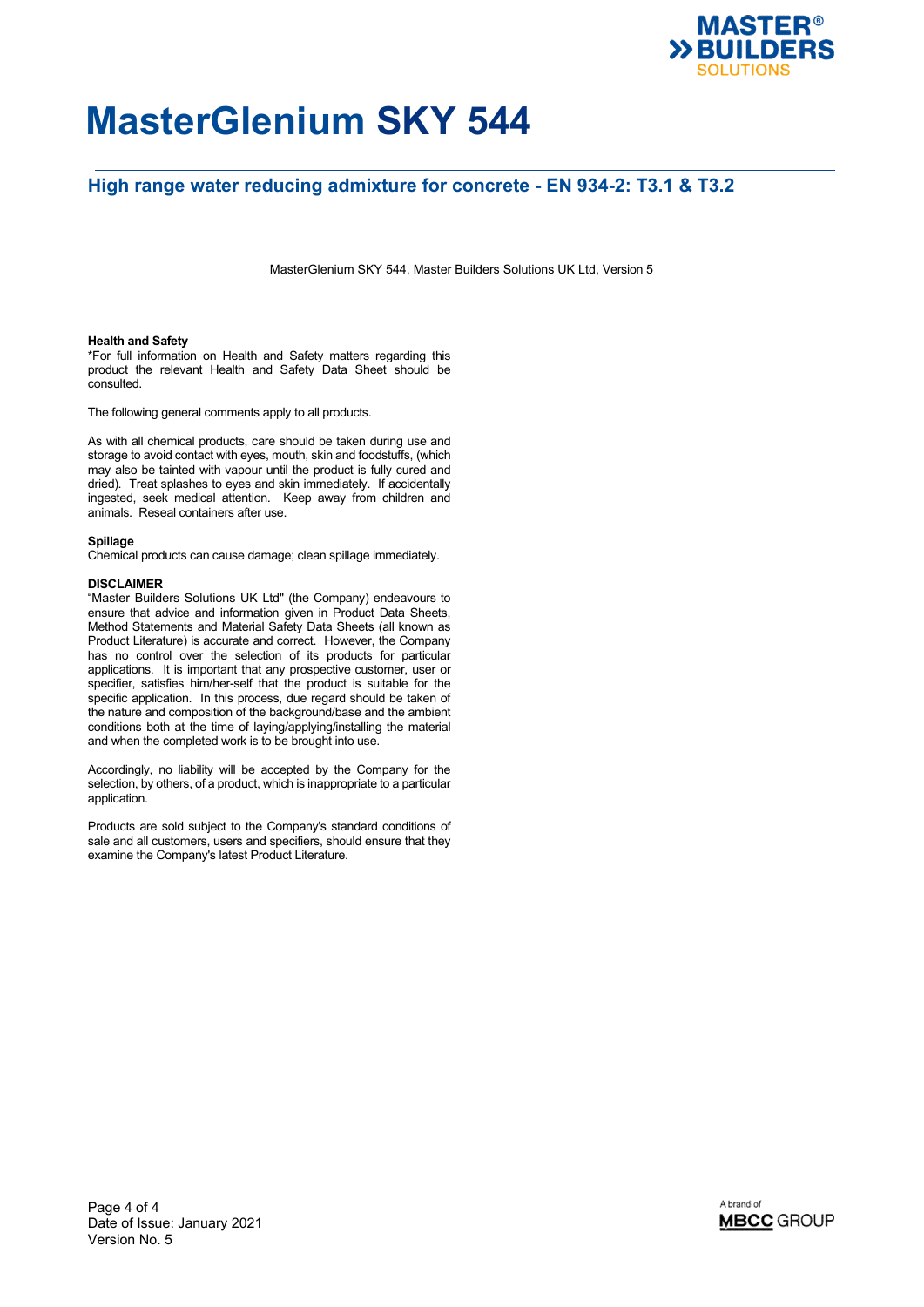# MasterGlenium SKY 544

## High range water reducing admixture for concrete - EN 934-2: T3.1 & T3.2

MasterGlenium SKY 544, Master Builders Solutions UK Ltd, Version 5

**Health and Safety**

*For full information on Health and Safety matters regarding this product the relevant Health and Safety Data Sheet should be consulted.

The following general comments apply to all products.

As with all chemical products, care should be taken during use and storage to avoid contact with eyes, mouth, skin and foodstuffs, (which may also be tainted with vapour until the product is fully cured and dried). Treat splashes to eyes and skin immediately. If accidentally ingested, seek medical attention. Keep away from children and animals. Reseal containers after use.

**Spillage**

Chemical products can cause damage; clean spillage immediately.

**DISCLAIMER**

“Master Builders Solutions UK Ltd" (the Company) endeavours to ensure that advice and information given in Product Data Sheets, Method Statements and Material Safety Data Sheets (all known as Product Literature) is accurate and correct. However, the Company has no control over the selection of its products for particular applications. It is important that any prospective customer, user or specifier, satisfies him/her-self that the product is suitable for the specific application. In this process, due regard should be taken of the nature and composition of the background/base and the ambient conditions both at the time of laying/applying/installing the material and when the completed work is to be brought into use.

Accordingly, no liability will be accepted by the Company for the selection, by others, of a product, which is inappropriate to a particular application.

Products are sold subject to the Company's standard conditions of sale and all customers, users and specifiers, should ensure that they examine the Company's latest Product Literature.

Date of Issue: January 2021
Version No. 5